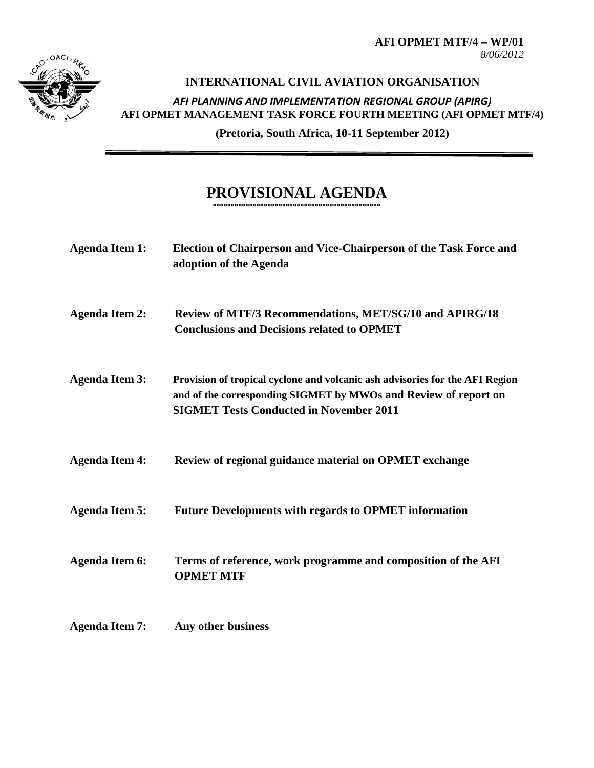**AFI OPMET MTF/4 – WP/01**
*8/06/2012*

**INTERNATIONAL CIVIL AVIATION ORGANISATION**

***AFI PLANNING AND IMPLEMENTATION REGIONAL GROUP (APIRG)***
**AFI OPMET MANAGEMENT TASK FORCE FOURTH MEETING (AFI OPMET MTF/4)**

**(Pretoria, South Africa, 10-11 September 2012)**

# PROVISIONAL AGENDA

**Agenda Item 1:** **Election of Chairperson and Vice-Chairperson of the Task Force and adoption of the Agenda**

**Agenda Item 2:** **Review of MTF/3 Recommendations, MET/SG/10 and APIRG/18 Conclusions and Decisions related to OPMET**

**Agenda Item 3:** **Provision of tropical cyclone and volcanic ash advisories for the AFI Region and of the corresponding SIGMET by MWOs and Review of report on SIGMET Tests Conducted in November 2011**

**Agenda Item 4:** **Review of regional guidance material on OPMET exchange**

**Agenda Item 5:** **Future Developments with regards to OPMET information**

**Agenda Item 6:** **Terms of reference, work programme and composition of the AFI OPMET MTF**

**Agenda Item 7:** **Any other business**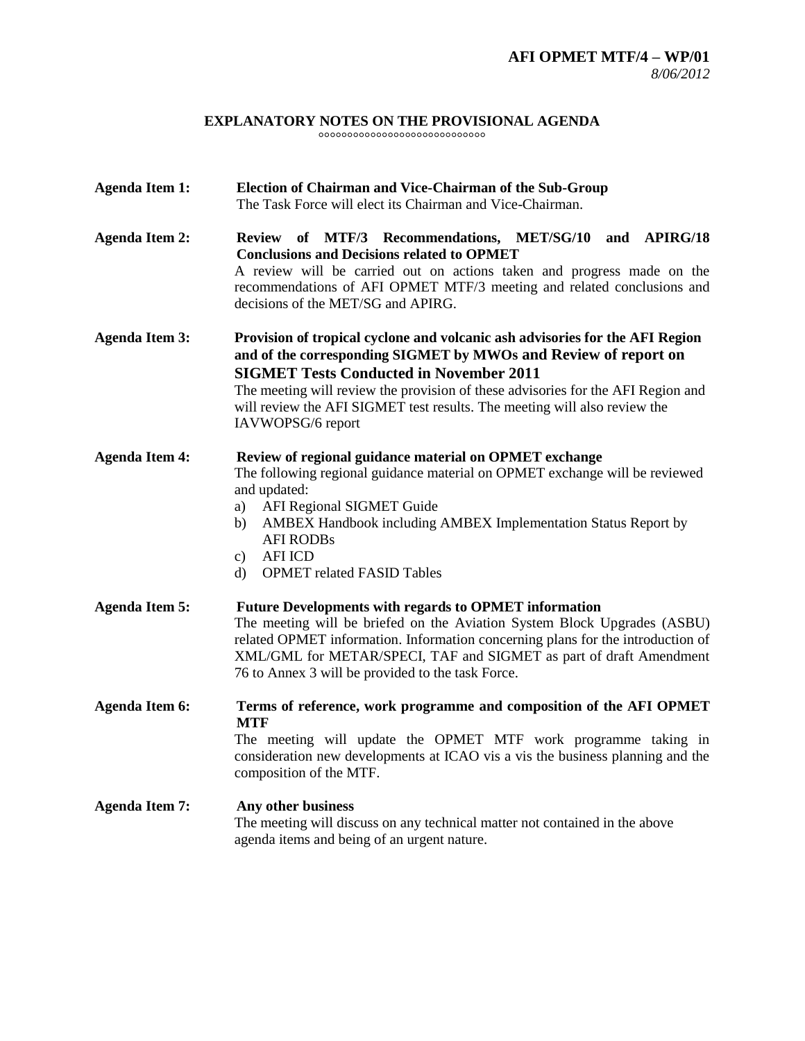**AFI OPMET MTF/4 – WP/01**
*8/06/2012*

## EXPLANATORY NOTES ON THE PROVISIONAL AGENDA

°°°°°°°°°°°°°°°°°°°°°°°°°°°°°°

**Agenda Item 1: Election of Chairman and Vice-Chairman of the Sub-Group**

The Task Force will elect its Chairman and Vice-Chairman.

**Agenda Item 2: Review of MTF/3 Recommendations, MET/SG/10 and APIRG/18 Conclusions and Decisions related to OPMET**

A review will be carried out on actions taken and progress made on the recommendations of AFI OPMET MTF/3 meeting and related conclusions and decisions of the MET/SG and APIRG.

**Agenda Item 3: Provision of tropical cyclone and volcanic ash advisories for the AFI Region and of the corresponding SIGMET by MWOs and Review of report on SIGMET Tests Conducted in November 2011**

The meeting will review the provision of these advisories for the AFI Region and will review the AFI SIGMET test results. The meeting will also review the IAVWOPSG/6 report

**Agenda Item 4: Review of regional guidance material on OPMET exchange**

The following regional guidance material on OPMET exchange will be reviewed and updated:

a) AFI Regional SIGMET Guide
b) AMBEX Handbook including AMBEX Implementation Status Report by AFI RODBs
c) AFI ICD
d) OPMET related FASID Tables

**Agenda Item 5: Future Developments with regards to OPMET information**

The meeting will be briefed on the Aviation System Block Upgrades (ASBU) related OPMET information. Information concerning plans for the introduction of XML/GML for METAR/SPECI, TAF and SIGMET as part of draft Amendment 76 to Annex 3 will be provided to the task Force.

**Agenda Item 6: Terms of reference, work programme and composition of the AFI OPMET MTF**

The meeting will update the OPMET MTF work programme taking in consideration new developments at ICAO vis a vis the business planning and the composition of the MTF.

**Agenda Item 7: Any other business**

The meeting will discuss on any technical matter not contained in the above agenda items and being of an urgent nature.